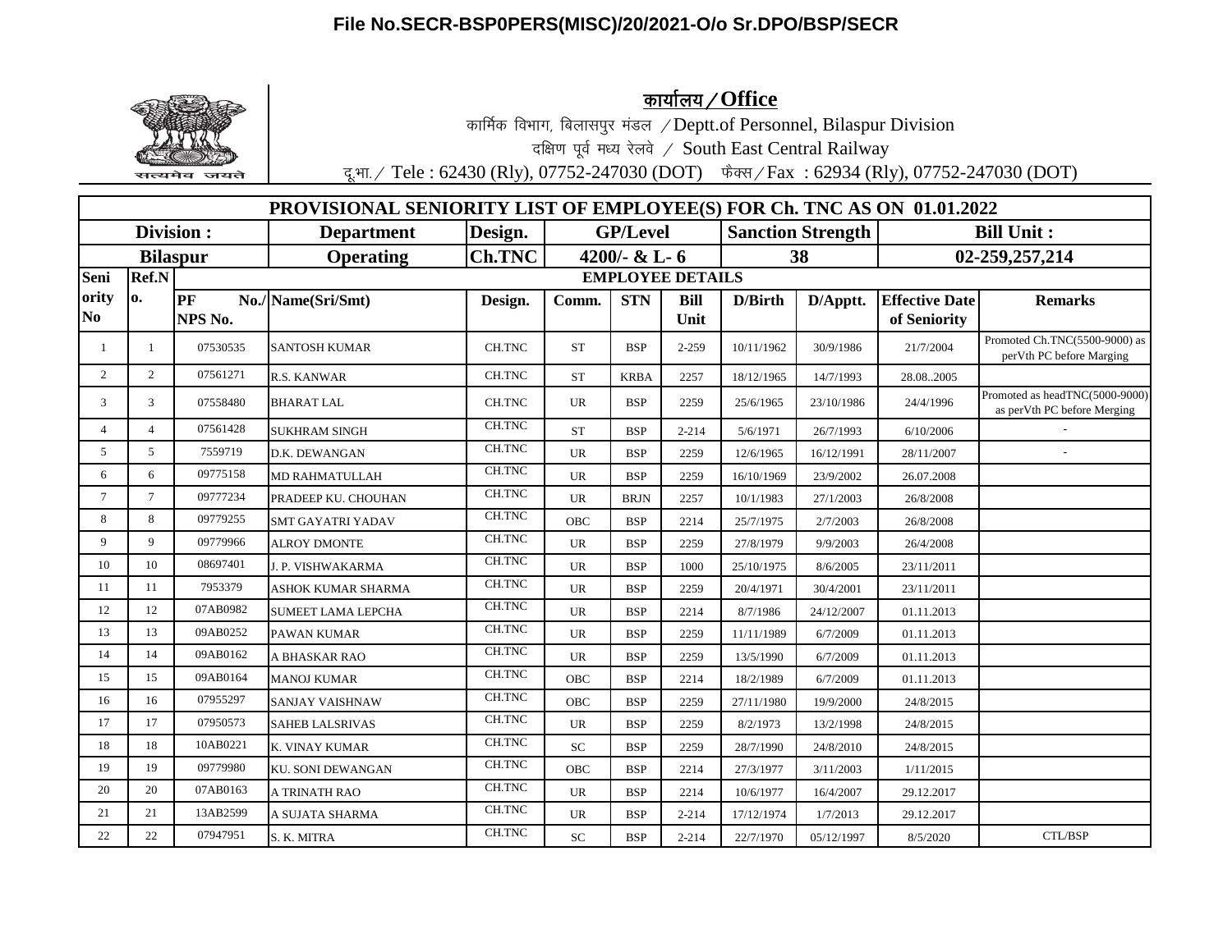**File No.SECR-BSP0PERS(MISC)/20/2021-O/o Sr.DPO/BSP/SECR**

सत्यमेव जयते

## कार्यालय / Office

कार्मिक विभाग, बिलासपुर मंडल / Deptt.of Personnel, Bilaspur Division

दक्षिण पूर्व मध्य रेलवे / South East Central Railway

दू.भा. / Tele : 62430 (Rly), 07752-247030 (DOT) फैक्स / Fax : 62934 (Rly), 07752-247030 (DOT)

| PROVISIONAL SENIORITY LIST OF EMPLOYEE(S) FOR Ch. TNC AS ON 01.01.2022 | | | | | | | | | | | | |
|---|---|---|---|---|---|---|---|---|---|---|---|---|
| Division : | | | Department | Design. | GP/Level | | | Sanction Strength | | | Bill Unit : | |
| Bilaspur | | | Operating | Ch.TNC | 4200/- & L- 6 | | | 38 | | | 02-259,257,214 | |
| Seniority No | Ref.No. | EMPLOYEE DETAILS | | | | | | | | | | |
| | | PF No./ NPS No. | Name(Sri/Smt) | Design. | Comm. | STN | Bill Unit | D/Birth | D/Apptt. | Effective Date of Seniority | Remarks | |
| 1 | 1 | 07530535 | SANTOSH KUMAR | CH.TNC | ST | BSP | 2-259 | 10/11/1962 | 30/9/1986 | 21/7/2004 | Promoted Ch.TNC(5500-9000) as perVth PC before Marging | |
| 2 | 2 | 07561271 | R.S. KANWAR | CH.TNC | ST | KRBA | 2257 | 18/12/1965 | 14/7/1993 | 28.08..2005 | | |
| 3 | 3 | 07558480 | BHARAT LAL | CH.TNC | UR | BSP | 2259 | 25/6/1965 | 23/10/1986 | 24/4/1996 | Promoted as headTNC(5000-9000) as perVth PC before Merging | |
| 4 | 4 | 07561428 | SUKHRAM SINGH | CH.TNC | ST | BSP | 2-214 | 5/6/1971 | 26/7/1993 | 6/10/2006 | - | |
| 5 | 5 | 7559719 | D.K. DEWANGAN | CH.TNC | UR | BSP | 2259 | 12/6/1965 | 16/12/1991 | 28/11/2007 | - | |
| 6 | 6 | 09775158 | MD RAHMATULLAH | CH.TNC | UR | BSP | 2259 | 16/10/1969 | 23/9/2002 | 26.07.2008 | | |
| 7 | 7 | 09777234 | PRADEEP KU. CHOUHAN | CH.TNC | UR | BRJN | 2257 | 10/1/1983 | 27/1/2003 | 26/8/2008 | | |
| 8 | 8 | 09779255 | SMT GAYATRI YADAV | CH.TNC | OBC | BSP | 2214 | 25/7/1975 | 2/7/2003 | 26/8/2008 | | |
| 9 | 9 | 09779966 | ALROY DMONTE | CH.TNC | UR | BSP | 2259 | 27/8/1979 | 9/9/2003 | 26/4/2008 | | |
| 10 | 10 | 08697401 | J. P. VISHWAKARMA | CH.TNC | UR | BSP | 1000 | 25/10/1975 | 8/6/2005 | 23/11/2011 | | |
| 11 | 11 | 7953379 | ASHOK KUMAR SHARMA | CH.TNC | UR | BSP | 2259 | 20/4/1971 | 30/4/2001 | 23/11/2011 | | |
| 12 | 12 | 07AB0982 | SUMEET LAMA LEPCHA | CH.TNC | UR | BSP | 2214 | 8/7/1986 | 24/12/2007 | 01.11.2013 | | |
| 13 | 13 | 09AB0252 | PAWAN KUMAR | CH.TNC | UR | BSP | 2259 | 11/11/1989 | 6/7/2009 | 01.11.2013 | | |
| 14 | 14 | 09AB0162 | A BHASKAR RAO | CH.TNC | UR | BSP | 2259 | 13/5/1990 | 6/7/2009 | 01.11.2013 | | |
| 15 | 15 | 09AB0164 | MANOJ KUMAR | CH.TNC | OBC | BSP | 2214 | 18/2/1989 | 6/7/2009 | 01.11.2013 | | |
| 16 | 16 | 07955297 | SANJAY VAISHNAW | CH.TNC | OBC | BSP | 2259 | 27/11/1980 | 19/9/2000 | 24/8/2015 | | |
| 17 | 17 | 07950573 | SAHEB LALSRIVAS | CH.TNC | UR | BSP | 2259 | 8/2/1973 | 13/2/1998 | 24/8/2015 | | |
| 18 | 18 | 10AB0221 | K. VINAY KUMAR | CH.TNC | SC | BSP | 2259 | 28/7/1990 | 24/8/2010 | 24/8/2015 | | |
| 19 | 19 | 09779980 | KU. SONI DEWANGAN | CH.TNC | OBC | BSP | 2214 | 27/3/1977 | 3/11/2003 | 1/11/2015 | | |
| 20 | 20 | 07AB0163 | A TRINATH RAO | CH.TNC | UR | BSP | 2214 | 10/6/1977 | 16/4/2007 | 29.12.2017 | | |
| 21 | 21 | 13AB2599 | A SUJATA SHARMA | CH.TNC | UR | BSP | 2-214 | 17/12/1974 | 1/7/2013 | 29.12.2017 | | |
| 22 | 22 | 07947951 | S. K. MITRA | CH.TNC | SC | BSP | 2-214 | 22/7/1970 | 05/12/1997 | 8/5/2020 | CTL/BSP | |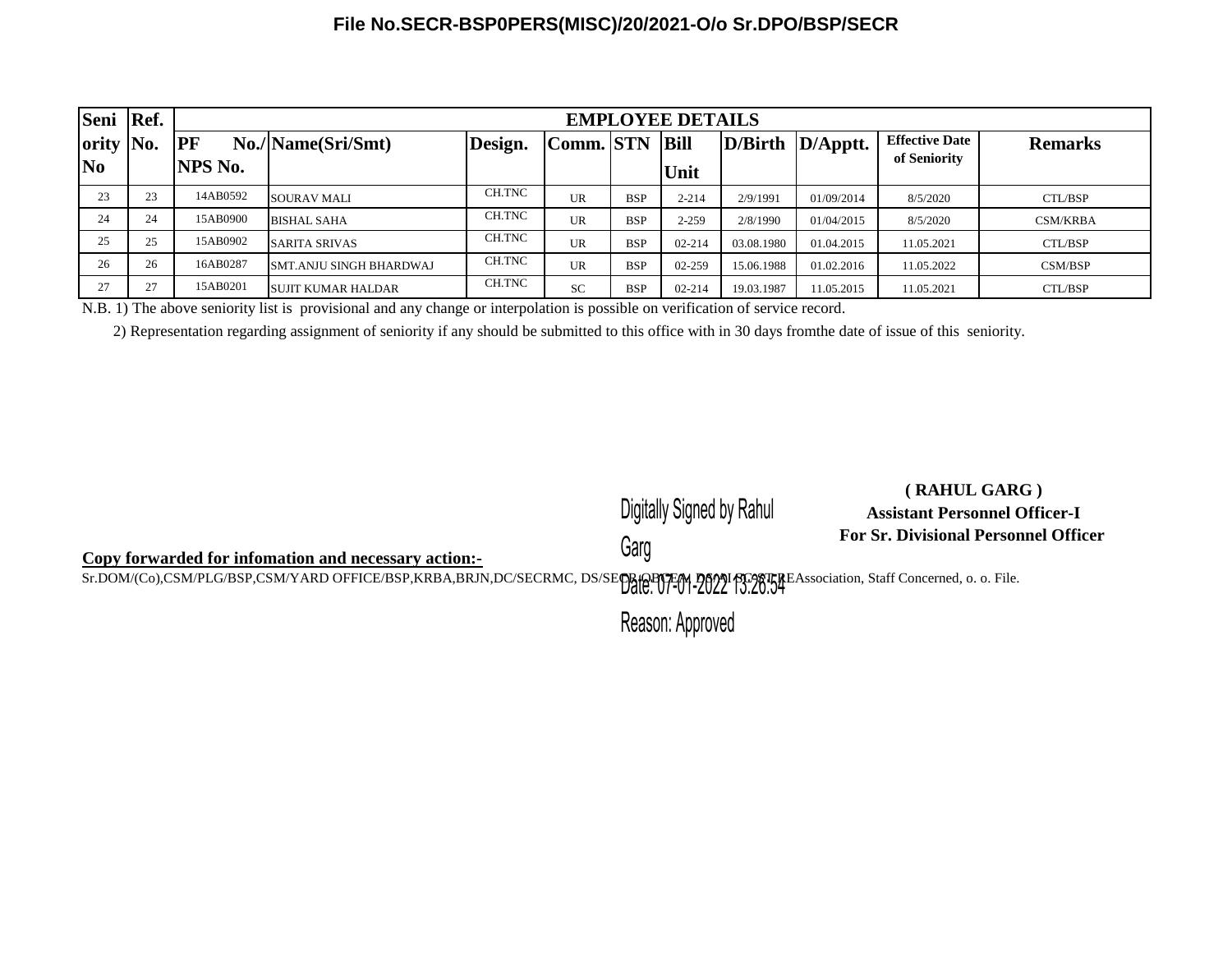File No.SECR-BSP0PERS(MISC)/20/2021-O/o Sr.DPO/BSP/SECR

| Seniority No | Ref. No. | EMPLOYEE DETAILS | | | | | | | | | |
|---|---|---|---|---|---|---|---|---|---|---|---|
| | | PF No./ NPS No. | Name(Sri/Smt) | Design. | Comm. | STN | Bill Unit | D/Birth | D/Apptt. | Effective Date of Seniority | Remarks |
| 23 | 23 | 14AB0592 | SOURAV MALI | CH.TNC | UR | BSP | 2-214 | 2/9/1991 | 01/09/2014 | 8/5/2020 | CTL/BSP |
| 24 | 24 | 15AB0900 | BISHAL SAHA | CH.TNC | UR | BSP | 2-259 | 2/8/1990 | 01/04/2015 | 8/5/2020 | CSM/KRBA |
| 25 | 25 | 15AB0902 | SARITA SRIVAS | CH.TNC | UR | BSP | 02-214 | 03.08.1980 | 01.04.2015 | 11.05.2021 | CTL/BSP |
| 26 | 26 | 16AB0287 | SMT.ANJU SINGH BHARDWAJ | CH.TNC | UR | BSP | 02-259 | 15.06.1988 | 01.02.2016 | 11.05.2022 | CSM/BSP |
| 27 | 27 | 15AB0201 | SUJIT KUMAR HALDAR | CH.TNC | SC | BSP | 02-214 | 19.03.1987 | 11.05.2015 | 11.05.2021 | CTL/BSP |

N.B. 1) The above seniority list is provisional and any change or interpolation is possible on verification of service record.

2) Representation regarding assignment of seniority if any should be submitted to this office with in 30 days fromthe date of issue of this seniority.

Digitally Signed by Rahul Garg
Date: 07-01-2022 13:26:54
Reason: Approved

**( RAHUL GARG )**
**Assistant Personnel Officer-I**
**For Sr. Divisional Personnel Officer**

**Copy forwarded for infomation and necessary action:-**

Sr.DOM/(Co),CSM/PLG/BSP,CSM/YARD OFFICE/BSP,KRBA,BRJN,DC/SECRMC, DS/SECR/OBCEA, DS/AISCSTREAssociation, Staff Concerned, o. o. File.